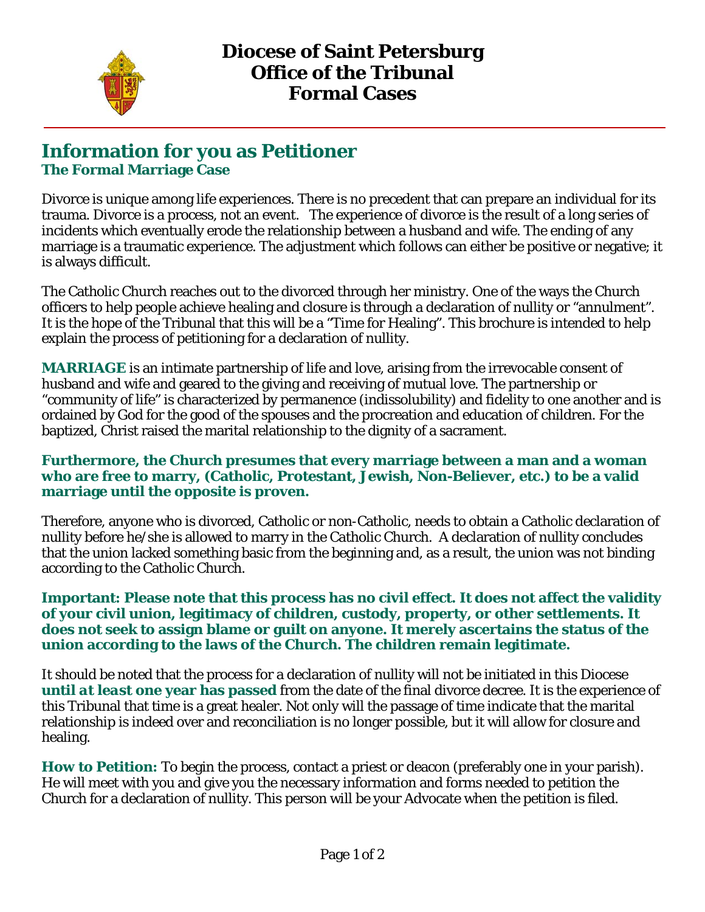# Diocese of Saint Petersburg
# Office of the Tribunal
# Formal Cases

## Information for you as Petitioner

### The Formal Marriage Case

Divorce is unique among life experiences. There is no precedent that can prepare an individual for its trauma. Divorce is a process, not an event.  The experience of divorce is the result of a long series of incidents which eventually erode the relationship between a husband and wife. The ending of any marriage is a traumatic experience. The adjustment which follows can either be positive or negative; it is always difficult.

The Catholic Church reaches out to the divorced through her ministry. One of the ways the Church officers to help people achieve healing and closure is through a declaration of nullity or "annulment". It is the hope of the Tribunal that this will be a "Time for Healing". This brochure is intended to help explain the process of petitioning for a declaration of nullity.

**MARRIAGE** is an intimate partnership of life and love, arising from the irrevocable consent of husband and wife and geared to the giving and receiving of mutual love. The partnership or "community of life" is characterized by permanence (indissolubility) and fidelity to one another and is ordained by God for the good of the spouses and the procreation and education of children. For the baptized, Christ raised the marital relationship to the dignity of a sacrament.

**Furthermore, the Church presumes that every marriage between a man and a woman who are free to marry, (Catholic, Protestant, Jewish, Non-Believer, etc.) to be a valid marriage until the opposite is proven.**

Therefore, anyone who is divorced, Catholic or non-Catholic, needs to obtain a Catholic declaration of nullity before he/she is allowed to marry in the Catholic Church.  A declaration of nullity concludes that the union lacked something basic from the beginning and, as a result, the union was not binding according to the Catholic Church.

**Important: Please note that this process has no civil effect. It does not affect the validity of your civil union, legitimacy of children, custody, property, or other settlements. It does not seek to assign blame or guilt on anyone. It merely ascertains the status of the union according to the laws of the Church. The children remain legitimate.**

It should be noted that the process for a declaration of nullity will not be initiated in this Diocese ***until at least one year has passed*** from the date of the final divorce decree. It is the experience of this Tribunal that time is a great healer. Not only will the passage of time indicate that the marital relationship is indeed over and reconciliation is no longer possible, but it will allow for closure and healing.

**How to Petition:** To begin the process, contact a priest or deacon (preferably one in your parish). He will meet with you and give you the necessary information and forms needed to petition the Church for a declaration of nullity. This person will be your Advocate when the petition is filed.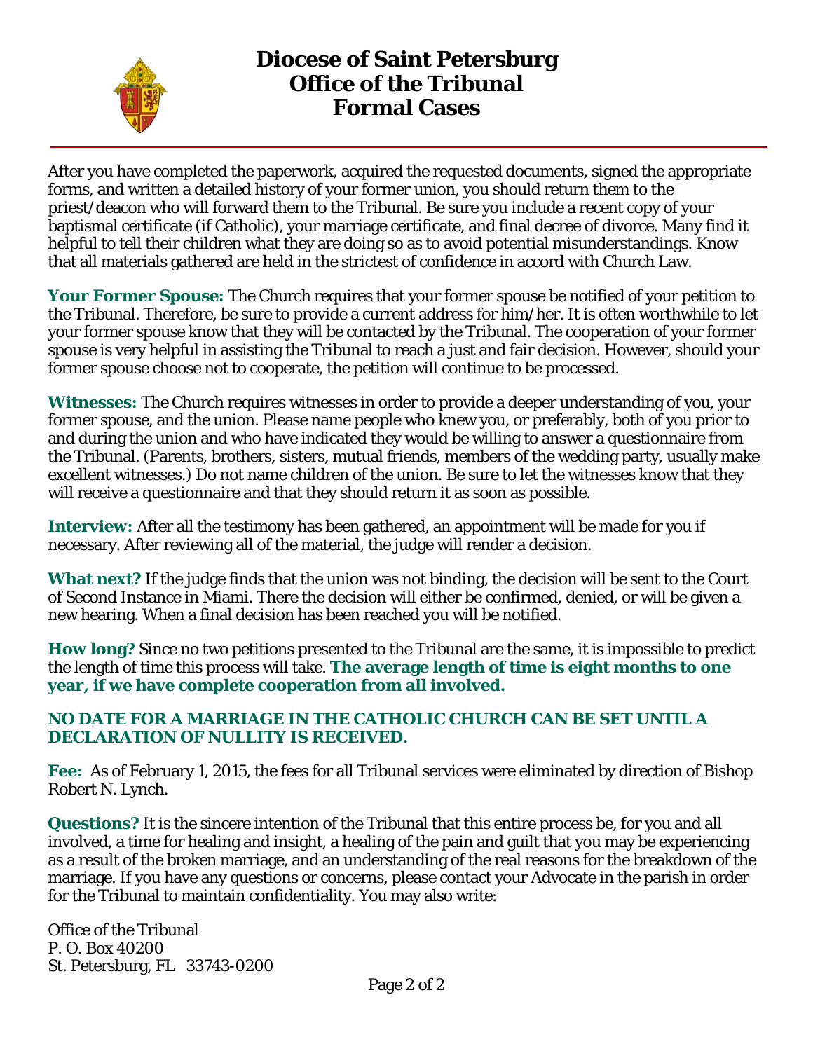# Diocese of Saint Petersburg
# Office of the Tribunal
# Formal Cases

After you have completed the paperwork, acquired the requested documents, signed the appropriate forms, and written a detailed history of your former union, you should return them to the priest/deacon who will forward them to the Tribunal. Be sure you include a recent copy of your baptismal certificate (if Catholic), your marriage certificate, and final decree of divorce. Many find it helpful to tell their children what they are doing so as to avoid potential misunderstandings. Know that all materials gathered are held in the strictest of confidence in accord with Church Law.

**Your Former Spouse:** The Church requires that your former spouse be notified of your petition to the Tribunal. Therefore, be sure to provide a current address for him/her. It is often worthwhile to let your former spouse know that they will be contacted by the Tribunal. The cooperation of your former spouse is very helpful in assisting the Tribunal to reach a just and fair decision. However, should your former spouse choose not to cooperate, the petition will continue to be processed.

**Witnesses:** The Church requires witnesses in order to provide a deeper understanding of you, your former spouse, and the union. Please name people who knew you, or preferably, both of you prior to and during the union and who have indicated they would be willing to answer a questionnaire from the Tribunal. (Parents, brothers, sisters, mutual friends, members of the wedding party, usually make excellent witnesses.) Do not name children of the union. Be sure to let the witnesses know that they will receive a questionnaire and that they should return it as soon as possible.

**Interview:** After all the testimony has been gathered, an appointment will be made for you if necessary. After reviewing all of the material, the judge will render a decision.

**What next?** If the judge finds that the union was not binding, the decision will be sent to the Court of Second Instance in Miami. There the decision will either be confirmed, denied, or will be given a new hearing. When a final decision has been reached you will be notified.

**How long?** Since no two petitions presented to the Tribunal are the same, it is impossible to predict the length of time this process will take. **The average length of time is eight months to one year, if we have complete cooperation from all involved.**

**NO DATE FOR A MARRIAGE IN THE CATHOLIC CHURCH CAN BE SET UNTIL A DECLARATION OF NULLITY IS RECEIVED.**

**Fee:** As of February 1, 2015, the fees for all Tribunal services were eliminated by direction of Bishop Robert N. Lynch.

**Questions?** It is the sincere intention of the Tribunal that this entire process be, for you and all involved, a time for healing and insight, a healing of the pain and guilt that you may be experiencing as a result of the broken marriage, and an understanding of the real reasons for the breakdown of the marriage. If you have any questions or concerns, please contact your Advocate in the parish in order for the Tribunal to maintain confidentiality. You may also write:

Office of the Tribunal
P. O. Box 40200
St. Petersburg, FL 33743-0200